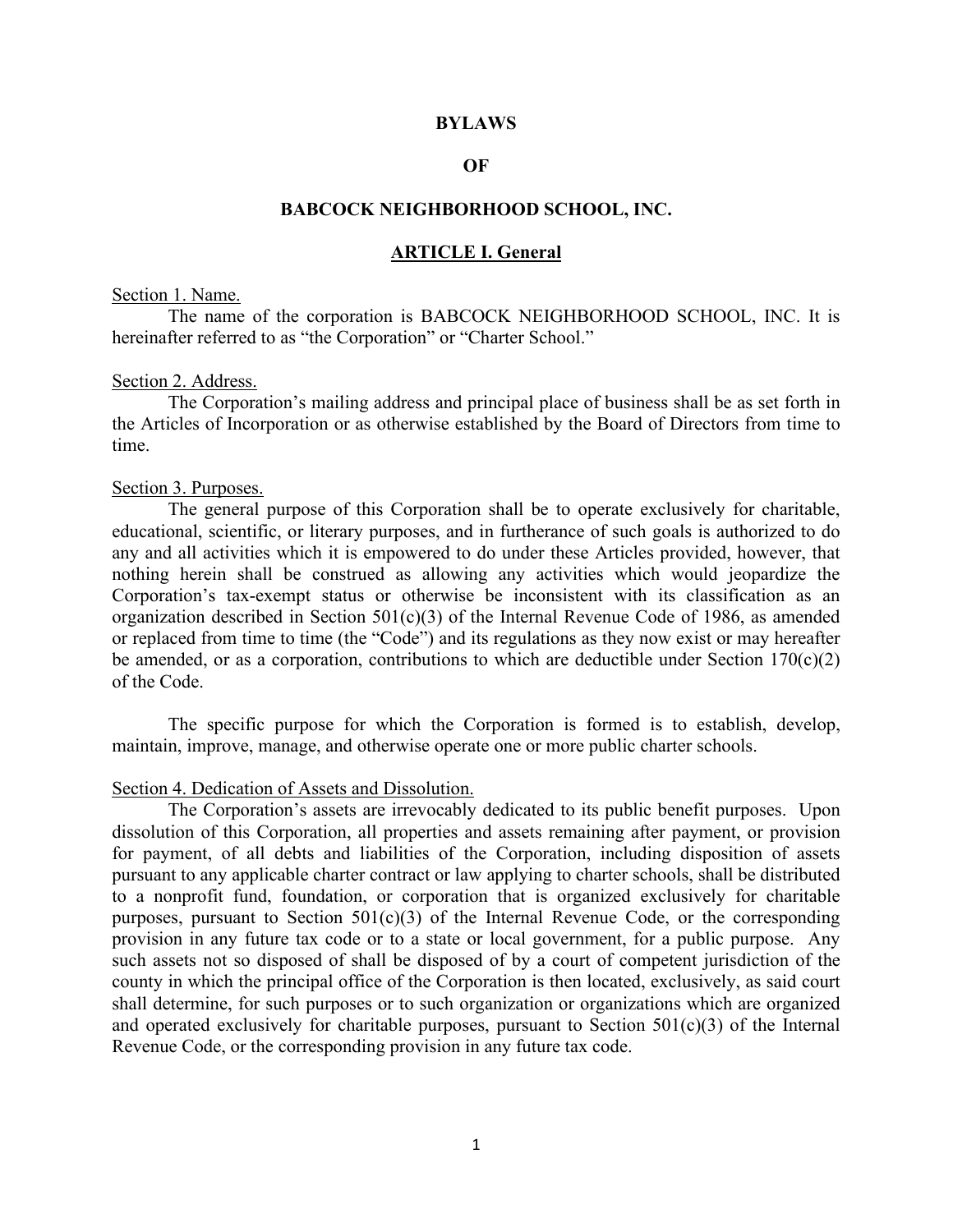# BYLAWS

# OF

# BABCOCK NEIGHBORHOOD SCHOOL, INC.

## ARTICLE I. General

Section 1. Name.

The name of the corporation is BABCOCK NEIGHBORHOOD SCHOOL, INC. It is hereinafter referred to as "the Corporation" or "Charter School."

Section 2. Address.

The Corporation's mailing address and principal place of business shall be as set forth in the Articles of Incorporation or as otherwise established by the Board of Directors from time to time.

Section 3. Purposes.

The general purpose of this Corporation shall be to operate exclusively for charitable, educational, scientific, or literary purposes, and in furtherance of such goals is authorized to do any and all activities which it is empowered to do under these Articles provided, however, that nothing herein shall be construed as allowing any activities which would jeopardize the Corporation's tax-exempt status or otherwise be inconsistent with its classification as an organization described in Section 501(c)(3) of the Internal Revenue Code of 1986, as amended or replaced from time to time (the "Code") and its regulations as they now exist or may hereafter be amended, or as a corporation, contributions to which are deductible under Section 170(c)(2) of the Code.

The specific purpose for which the Corporation is formed is to establish, develop, maintain, improve, manage, and otherwise operate one or more public charter schools.

Section 4. Dedication of Assets and Dissolution.

The Corporation's assets are irrevocably dedicated to its public benefit purposes. Upon dissolution of this Corporation, all properties and assets remaining after payment, or provision for payment, of all debts and liabilities of the Corporation, including disposition of assets pursuant to any applicable charter contract or law applying to charter schools, shall be distributed to a nonprofit fund, foundation, or corporation that is organized exclusively for charitable purposes, pursuant to Section 501(c)(3) of the Internal Revenue Code, or the corresponding provision in any future tax code or to a state or local government, for a public purpose. Any such assets not so disposed of shall be disposed of by a court of competent jurisdiction of the county in which the principal office of the Corporation is then located, exclusively, as said court shall determine, for such purposes or to such organization or organizations which are organized and operated exclusively for charitable purposes, pursuant to Section 501(c)(3) of the Internal Revenue Code, or the corresponding provision in any future tax code.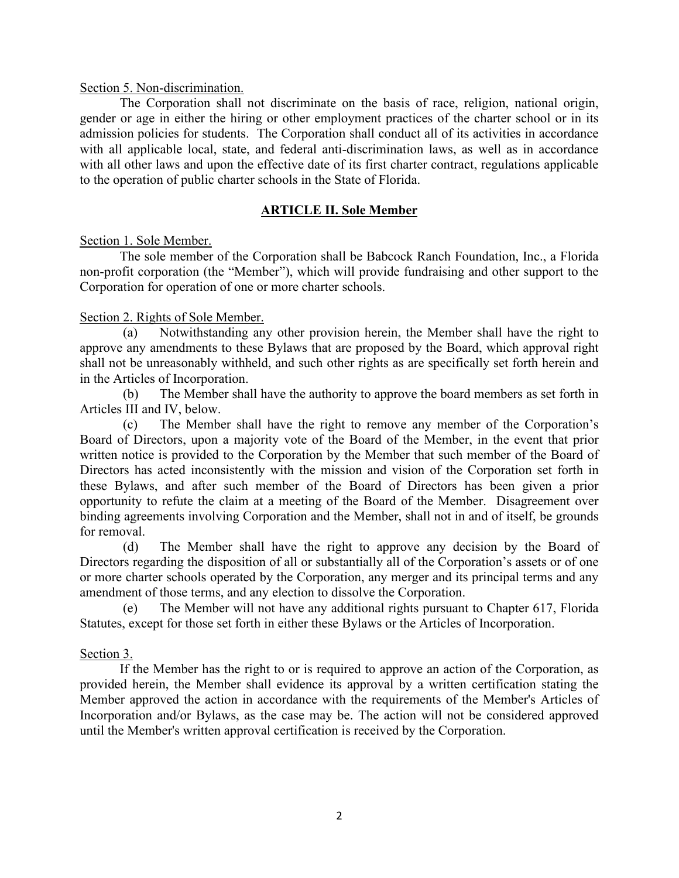Section 5. Non-discrimination.

The Corporation shall not discriminate on the basis of race, religion, national origin, gender or age in either the hiring or other employment practices of the charter school or in its admission policies for students. The Corporation shall conduct all of its activities in accordance with all applicable local, state, and federal anti-discrimination laws, as well as in accordance with all other laws and upon the effective date of its first charter contract, regulations applicable to the operation of public charter schools in the State of Florida.

## ARTICLE II. Sole Member

Section 1. Sole Member.

The sole member of the Corporation shall be Babcock Ranch Foundation, Inc., a Florida non-profit corporation (the "Member"), which will provide fundraising and other support to the Corporation for operation of one or more charter schools.

Section 2. Rights of Sole Member.

(a) Notwithstanding any other provision herein, the Member shall have the right to approve any amendments to these Bylaws that are proposed by the Board, which approval right shall not be unreasonably withheld, and such other rights as are specifically set forth herein and in the Articles of Incorporation.

(b) The Member shall have the authority to approve the board members as set forth in Articles III and IV, below.

(c) The Member shall have the right to remove any member of the Corporation's Board of Directors, upon a majority vote of the Board of the Member, in the event that prior written notice is provided to the Corporation by the Member that such member of the Board of Directors has acted inconsistently with the mission and vision of the Corporation set forth in these Bylaws, and after such member of the Board of Directors has been given a prior opportunity to refute the claim at a meeting of the Board of the Member. Disagreement over binding agreements involving Corporation and the Member, shall not in and of itself, be grounds for removal.

(d) The Member shall have the right to approve any decision by the Board of Directors regarding the disposition of all or substantially all of the Corporation's assets or of one or more charter schools operated by the Corporation, any merger and its principal terms and any amendment of those terms, and any election to dissolve the Corporation.

(e) The Member will not have any additional rights pursuant to Chapter 617, Florida Statutes, except for those set forth in either these Bylaws or the Articles of Incorporation.

Section 3.

If the Member has the right to or is required to approve an action of the Corporation, as provided herein, the Member shall evidence its approval by a written certification stating the Member approved the action in accordance with the requirements of the Member's Articles of Incorporation and/or Bylaws, as the case may be. The action will not be considered approved until the Member's written approval certification is received by the Corporation.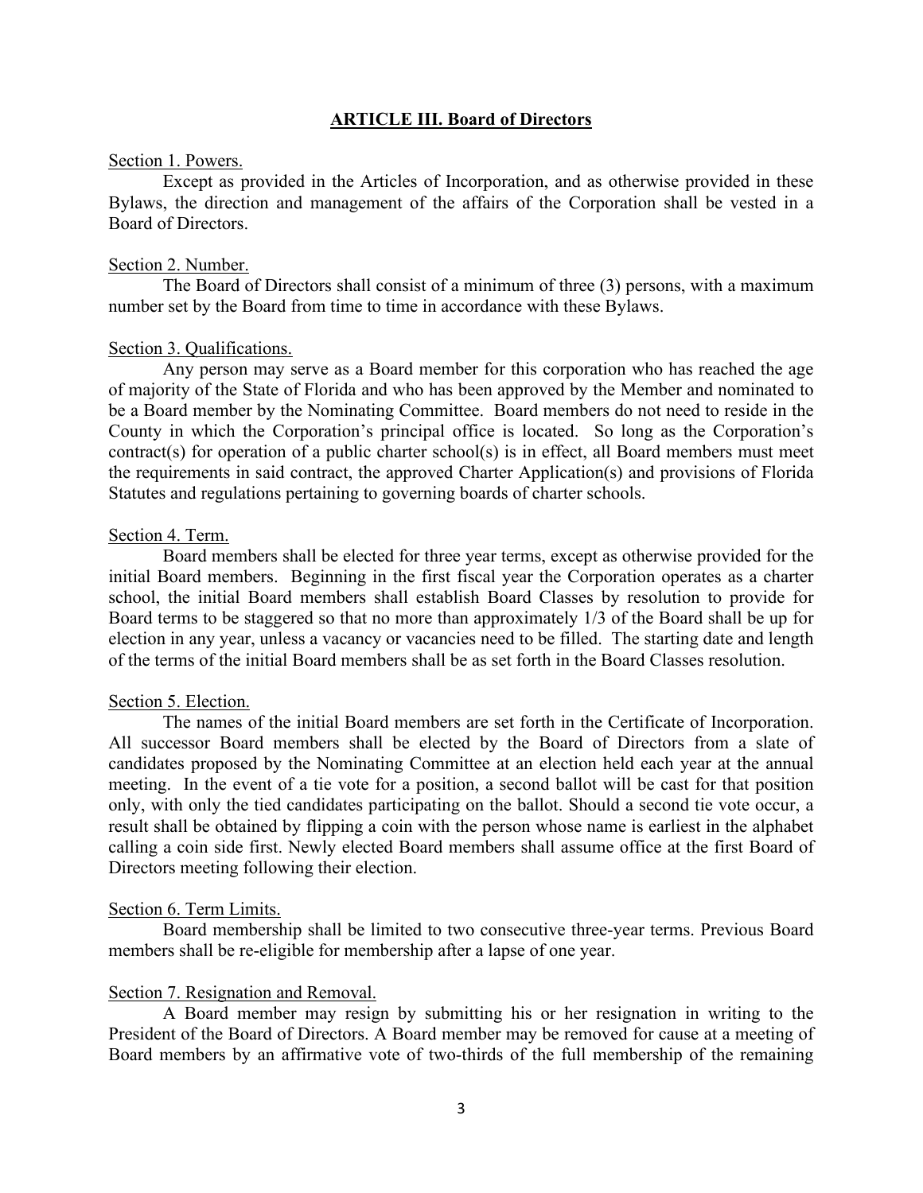## ARTICLE III. Board of Directors

Section 1. Powers.

Except as provided in the Articles of Incorporation, and as otherwise provided in these Bylaws, the direction and management of the affairs of the Corporation shall be vested in a Board of Directors.

Section 2. Number.

The Board of Directors shall consist of a minimum of three (3) persons, with a maximum number set by the Board from time to time in accordance with these Bylaws.

Section 3. Qualifications.

Any person may serve as a Board member for this corporation who has reached the age of majority of the State of Florida and who has been approved by the Member and nominated to be a Board member by the Nominating Committee. Board members do not need to reside in the County in which the Corporation's principal office is located. So long as the Corporation's contract(s) for operation of a public charter school(s) is in effect, all Board members must meet the requirements in said contract, the approved Charter Application(s) and provisions of Florida Statutes and regulations pertaining to governing boards of charter schools.

Section 4. Term.

Board members shall be elected for three year terms, except as otherwise provided for the initial Board members. Beginning in the first fiscal year the Corporation operates as a charter school, the initial Board members shall establish Board Classes by resolution to provide for Board terms to be staggered so that no more than approximately 1/3 of the Board shall be up for election in any year, unless a vacancy or vacancies need to be filled. The starting date and length of the terms of the initial Board members shall be as set forth in the Board Classes resolution.

Section 5. Election.

The names of the initial Board members are set forth in the Certificate of Incorporation. All successor Board members shall be elected by the Board of Directors from a slate of candidates proposed by the Nominating Committee at an election held each year at the annual meeting. In the event of a tie vote for a position, a second ballot will be cast for that position only, with only the tied candidates participating on the ballot. Should a second tie vote occur, a result shall be obtained by flipping a coin with the person whose name is earliest in the alphabet calling a coin side first. Newly elected Board members shall assume office at the first Board of Directors meeting following their election.

Section 6. Term Limits.

Board membership shall be limited to two consecutive three-year terms. Previous Board members shall be re-eligible for membership after a lapse of one year.

Section 7. Resignation and Removal.

A Board member may resign by submitting his or her resignation in writing to the President of the Board of Directors. A Board member may be removed for cause at a meeting of Board members by an affirmative vote of two-thirds of the full membership of the remaining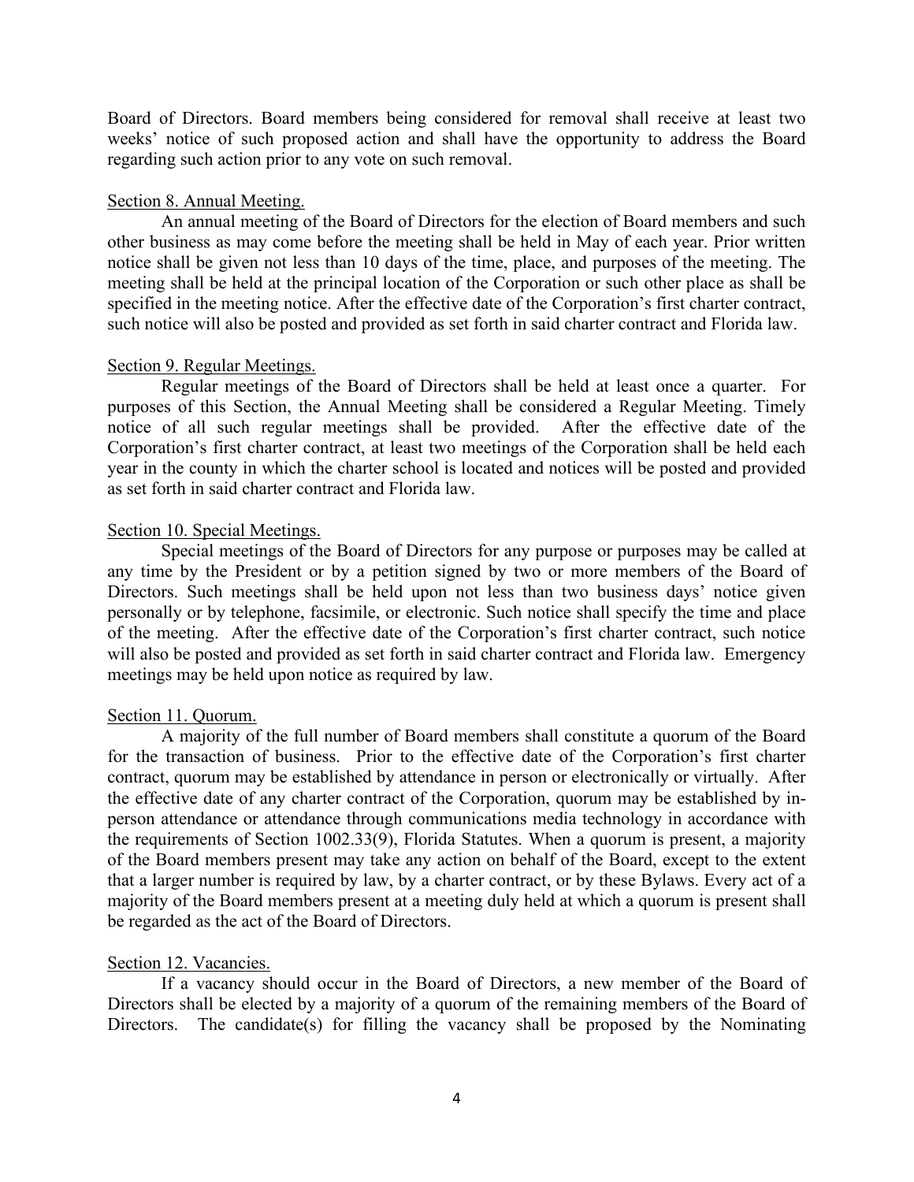Board of Directors. Board members being considered for removal shall receive at least two weeks' notice of such proposed action and shall have the opportunity to address the Board regarding such action prior to any vote on such removal.

Section 8. Annual Meeting.

An annual meeting of the Board of Directors for the election of Board members and such other business as may come before the meeting shall be held in May of each year. Prior written notice shall be given not less than 10 days of the time, place, and purposes of the meeting. The meeting shall be held at the principal location of the Corporation or such other place as shall be specified in the meeting notice. After the effective date of the Corporation's first charter contract, such notice will also be posted and provided as set forth in said charter contract and Florida law.

Section 9. Regular Meetings.

Regular meetings of the Board of Directors shall be held at least once a quarter. For purposes of this Section, the Annual Meeting shall be considered a Regular Meeting. Timely notice of all such regular meetings shall be provided. After the effective date of the Corporation's first charter contract, at least two meetings of the Corporation shall be held each year in the county in which the charter school is located and notices will be posted and provided as set forth in said charter contract and Florida law.

Section 10. Special Meetings.

Special meetings of the Board of Directors for any purpose or purposes may be called at any time by the President or by a petition signed by two or more members of the Board of Directors. Such meetings shall be held upon not less than two business days' notice given personally or by telephone, facsimile, or electronic. Such notice shall specify the time and place of the meeting. After the effective date of the Corporation's first charter contract, such notice will also be posted and provided as set forth in said charter contract and Florida law. Emergency meetings may be held upon notice as required by law.

Section 11. Quorum.

A majority of the full number of Board members shall constitute a quorum of the Board for the transaction of business. Prior to the effective date of the Corporation's first charter contract, quorum may be established by attendance in person or electronically or virtually. After the effective date of any charter contract of the Corporation, quorum may be established by in-person attendance or attendance through communications media technology in accordance with the requirements of Section 1002.33(9), Florida Statutes. When a quorum is present, a majority of the Board members present may take any action on behalf of the Board, except to the extent that a larger number is required by law, by a charter contract, or by these Bylaws. Every act of a majority of the Board members present at a meeting duly held at which a quorum is present shall be regarded as the act of the Board of Directors.

Section 12. Vacancies.

If a vacancy should occur in the Board of Directors, a new member of the Board of Directors shall be elected by a majority of a quorum of the remaining members of the Board of Directors. The candidate(s) for filling the vacancy shall be proposed by the Nominating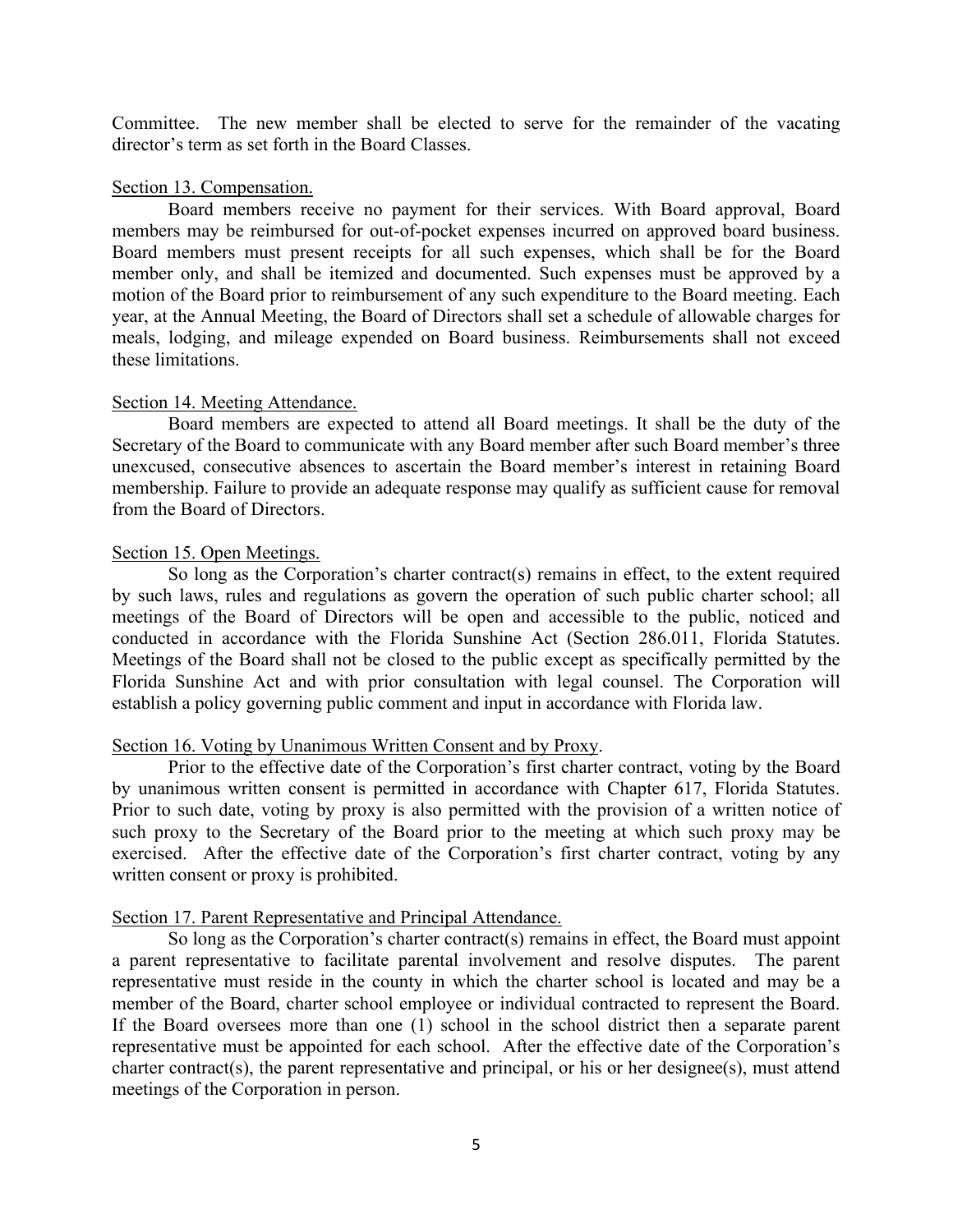Committee. The new member shall be elected to serve for the remainder of the vacating director's term as set forth in the Board Classes.

Section 13. Compensation.

Board members receive no payment for their services. With Board approval, Board members may be reimbursed for out-of-pocket expenses incurred on approved board business. Board members must present receipts for all such expenses, which shall be for the Board member only, and shall be itemized and documented. Such expenses must be approved by a motion of the Board prior to reimbursement of any such expenditure to the Board meeting. Each year, at the Annual Meeting, the Board of Directors shall set a schedule of allowable charges for meals, lodging, and mileage expended on Board business. Reimbursements shall not exceed these limitations.

Section 14. Meeting Attendance.

Board members are expected to attend all Board meetings. It shall be the duty of the Secretary of the Board to communicate with any Board member after such Board member's three unexcused, consecutive absences to ascertain the Board member's interest in retaining Board membership. Failure to provide an adequate response may qualify as sufficient cause for removal from the Board of Directors.

Section 15. Open Meetings.

So long as the Corporation's charter contract(s) remains in effect, to the extent required by such laws, rules and regulations as govern the operation of such public charter school; all meetings of the Board of Directors will be open and accessible to the public, noticed and conducted in accordance with the Florida Sunshine Act (Section 286.011, Florida Statutes. Meetings of the Board shall not be closed to the public except as specifically permitted by the Florida Sunshine Act and with prior consultation with legal counsel. The Corporation will establish a policy governing public comment and input in accordance with Florida law.

Section 16. Voting by Unanimous Written Consent and by Proxy.

Prior to the effective date of the Corporation's first charter contract, voting by the Board by unanimous written consent is permitted in accordance with Chapter 617, Florida Statutes. Prior to such date, voting by proxy is also permitted with the provision of a written notice of such proxy to the Secretary of the Board prior to the meeting at which such proxy may be exercised. After the effective date of the Corporation's first charter contract, voting by any written consent or proxy is prohibited.

Section 17. Parent Representative and Principal Attendance.

So long as the Corporation's charter contract(s) remains in effect, the Board must appoint a parent representative to facilitate parental involvement and resolve disputes. The parent representative must reside in the county in which the charter school is located and may be a member of the Board, charter school employee or individual contracted to represent the Board. If the Board oversees more than one (1) school in the school district then a separate parent representative must be appointed for each school. After the effective date of the Corporation's charter contract(s), the parent representative and principal, or his or her designee(s), must attend meetings of the Corporation in person.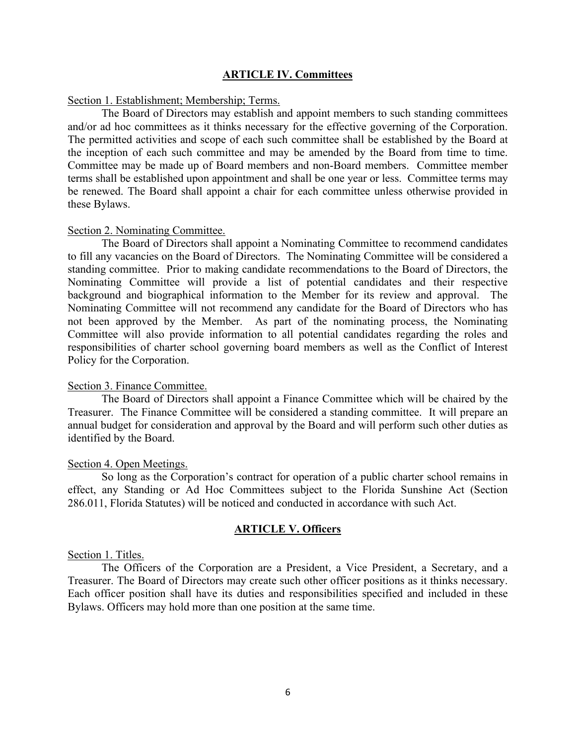## ARTICLE IV. Committees

Section 1. Establishment; Membership; Terms.

The Board of Directors may establish and appoint members to such standing committees and/or ad hoc committees as it thinks necessary for the effective governing of the Corporation. The permitted activities and scope of each such committee shall be established by the Board at the inception of each such committee and may be amended by the Board from time to time. Committee may be made up of Board members and non-Board members. Committee member terms shall be established upon appointment and shall be one year or less. Committee terms may be renewed. The Board shall appoint a chair for each committee unless otherwise provided in these Bylaws.

Section 2. Nominating Committee.

The Board of Directors shall appoint a Nominating Committee to recommend candidates to fill any vacancies on the Board of Directors. The Nominating Committee will be considered a standing committee. Prior to making candidate recommendations to the Board of Directors, the Nominating Committee will provide a list of potential candidates and their respective background and biographical information to the Member for its review and approval. The Nominating Committee will not recommend any candidate for the Board of Directors who has not been approved by the Member. As part of the nominating process, the Nominating Committee will also provide information to all potential candidates regarding the roles and responsibilities of charter school governing board members as well as the Conflict of Interest Policy for the Corporation.

Section 3. Finance Committee.

The Board of Directors shall appoint a Finance Committee which will be chaired by the Treasurer. The Finance Committee will be considered a standing committee. It will prepare an annual budget for consideration and approval by the Board and will perform such other duties as identified by the Board.

Section 4. Open Meetings.

So long as the Corporation's contract for operation of a public charter school remains in effect, any Standing or Ad Hoc Committees subject to the Florida Sunshine Act (Section 286.011, Florida Statutes) will be noticed and conducted in accordance with such Act.

## ARTICLE V. Officers

Section 1. Titles.

The Officers of the Corporation are a President, a Vice President, a Secretary, and a Treasurer. The Board of Directors may create such other officer positions as it thinks necessary. Each officer position shall have its duties and responsibilities specified and included in these Bylaws. Officers may hold more than one position at the same time.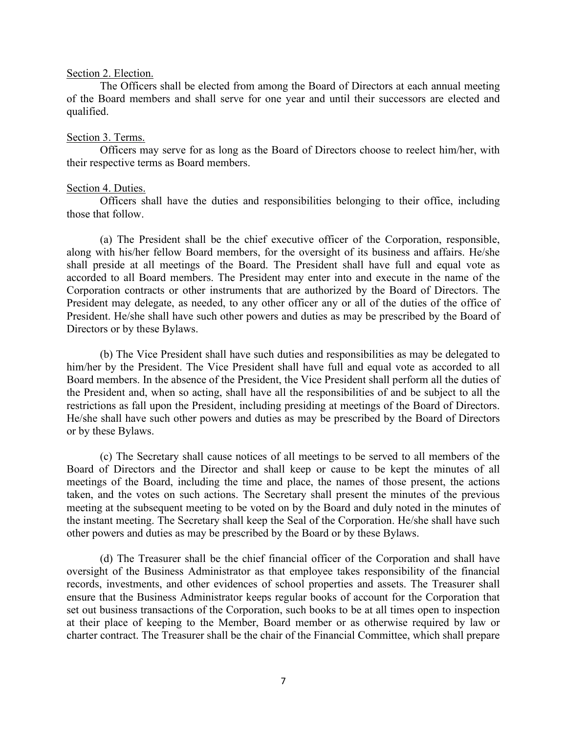Section 2. Election.

The Officers shall be elected from among the Board of Directors at each annual meeting of the Board members and shall serve for one year and until their successors are elected and qualified.

Section 3. Terms.

Officers may serve for as long as the Board of Directors choose to reelect him/her, with their respective terms as Board members.

Section 4. Duties.

Officers shall have the duties and responsibilities belonging to their office, including those that follow.

(a) The President shall be the chief executive officer of the Corporation, responsible, along with his/her fellow Board members, for the oversight of its business and affairs. He/she shall preside at all meetings of the Board. The President shall have full and equal vote as accorded to all Board members. The President may enter into and execute in the name of the Corporation contracts or other instruments that are authorized by the Board of Directors. The President may delegate, as needed, to any other officer any or all of the duties of the office of President. He/she shall have such other powers and duties as may be prescribed by the Board of Directors or by these Bylaws.

(b) The Vice President shall have such duties and responsibilities as may be delegated to him/her by the President. The Vice President shall have full and equal vote as accorded to all Board members. In the absence of the President, the Vice President shall perform all the duties of the President and, when so acting, shall have all the responsibilities of and be subject to all the restrictions as fall upon the President, including presiding at meetings of the Board of Directors. He/she shall have such other powers and duties as may be prescribed by the Board of Directors or by these Bylaws.

(c) The Secretary shall cause notices of all meetings to be served to all members of the Board of Directors and the Director and shall keep or cause to be kept the minutes of all meetings of the Board, including the time and place, the names of those present, the actions taken, and the votes on such actions. The Secretary shall present the minutes of the previous meeting at the subsequent meeting to be voted on by the Board and duly noted in the minutes of the instant meeting. The Secretary shall keep the Seal of the Corporation. He/she shall have such other powers and duties as may be prescribed by the Board or by these Bylaws.

(d) The Treasurer shall be the chief financial officer of the Corporation and shall have oversight of the Business Administrator as that employee takes responsibility of the financial records, investments, and other evidences of school properties and assets. The Treasurer shall ensure that the Business Administrator keeps regular books of account for the Corporation that set out business transactions of the Corporation, such books to be at all times open to inspection at their place of keeping to the Member, Board member or as otherwise required by law or charter contract. The Treasurer shall be the chair of the Financial Committee, which shall prepare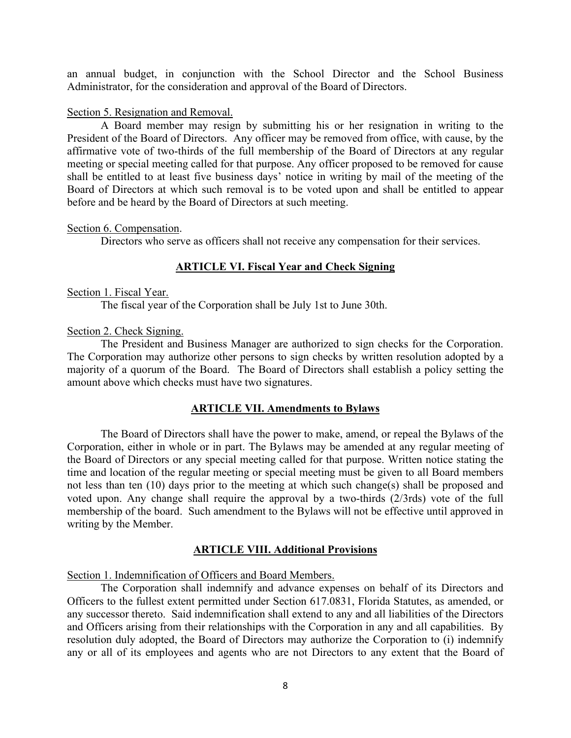an annual budget, in conjunction with the School Director and the School Business Administrator, for the consideration and approval of the Board of Directors.

Section 5. Resignation and Removal.

A Board member may resign by submitting his or her resignation in writing to the President of the Board of Directors. Any officer may be removed from office, with cause, by the affirmative vote of two-thirds of the full membership of the Board of Directors at any regular meeting or special meeting called for that purpose. Any officer proposed to be removed for cause shall be entitled to at least five business days' notice in writing by mail of the meeting of the Board of Directors at which such removal is to be voted upon and shall be entitled to appear before and be heard by the Board of Directors at such meeting.

Section 6. Compensation.

Directors who serve as officers shall not receive any compensation for their services.

## ARTICLE VI. Fiscal Year and Check Signing

Section 1. Fiscal Year.

The fiscal year of the Corporation shall be July 1st to June 30th.

Section 2. Check Signing.

The President and Business Manager are authorized to sign checks for the Corporation. The Corporation may authorize other persons to sign checks by written resolution adopted by a majority of a quorum of the Board. The Board of Directors shall establish a policy setting the amount above which checks must have two signatures.

## ARTICLE VII. Amendments to Bylaws

The Board of Directors shall have the power to make, amend, or repeal the Bylaws of the Corporation, either in whole or in part. The Bylaws may be amended at any regular meeting of the Board of Directors or any special meeting called for that purpose. Written notice stating the time and location of the regular meeting or special meeting must be given to all Board members not less than ten (10) days prior to the meeting at which such change(s) shall be proposed and voted upon. Any change shall require the approval by a two-thirds (2/3rds) vote of the full membership of the board. Such amendment to the Bylaws will not be effective until approved in writing by the Member.

## ARTICLE VIII. Additional Provisions

Section 1. Indemnification of Officers and Board Members.

The Corporation shall indemnify and advance expenses on behalf of its Directors and Officers to the fullest extent permitted under Section 617.0831, Florida Statutes, as amended, or any successor thereto. Said indemnification shall extend to any and all liabilities of the Directors and Officers arising from their relationships with the Corporation in any and all capabilities. By resolution duly adopted, the Board of Directors may authorize the Corporation to (i) indemnify any or all of its employees and agents who are not Directors to any extent that the Board of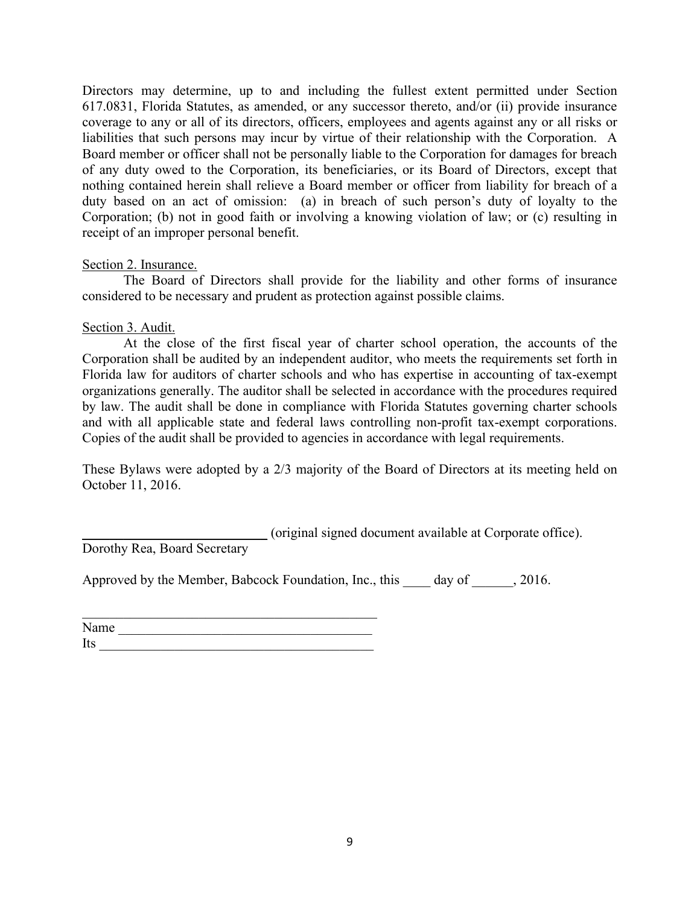Directors may determine, up to and including the fullest extent permitted under Section 617.0831, Florida Statutes, as amended, or any successor thereto, and/or (ii) provide insurance coverage to any or all of its directors, officers, employees and agents against any or all risks or liabilities that such persons may incur by virtue of their relationship with the Corporation. A Board member or officer shall not be personally liable to the Corporation for damages for breach of any duty owed to the Corporation, its beneficiaries, or its Board of Directors, except that nothing contained herein shall relieve a Board member or officer from liability for breach of a duty based on an act of omission: (a) in breach of such person's duty of loyalty to the Corporation; (b) not in good faith or involving a knowing violation of law; or (c) resulting in receipt of an improper personal benefit.

Section 2. Insurance.

The Board of Directors shall provide for the liability and other forms of insurance considered to be necessary and prudent as protection against possible claims.

Section 3. Audit.

At the close of the first fiscal year of charter school operation, the accounts of the Corporation shall be audited by an independent auditor, who meets the requirements set forth in Florida law for auditors of charter schools and who has expertise in accounting of tax-exempt organizations generally. The auditor shall be selected in accordance with the procedures required by law. The audit shall be done in compliance with Florida Statutes governing charter schools and with all applicable state and federal laws controlling non-profit tax-exempt corporations. Copies of the audit shall be provided to agencies in accordance with legal requirements.

These Bylaws were adopted by a 2/3 majority of the Board of Directors at its meeting held on October 11, 2016.

___________________________ (original signed document available at Corporate office).
Dorothy Rea, Board Secretary

Approved by the Member, Babcock Foundation, Inc., this ____ day of ______, 2016.

_____________________________________________
Name ______________________________________
Its ________________________________________